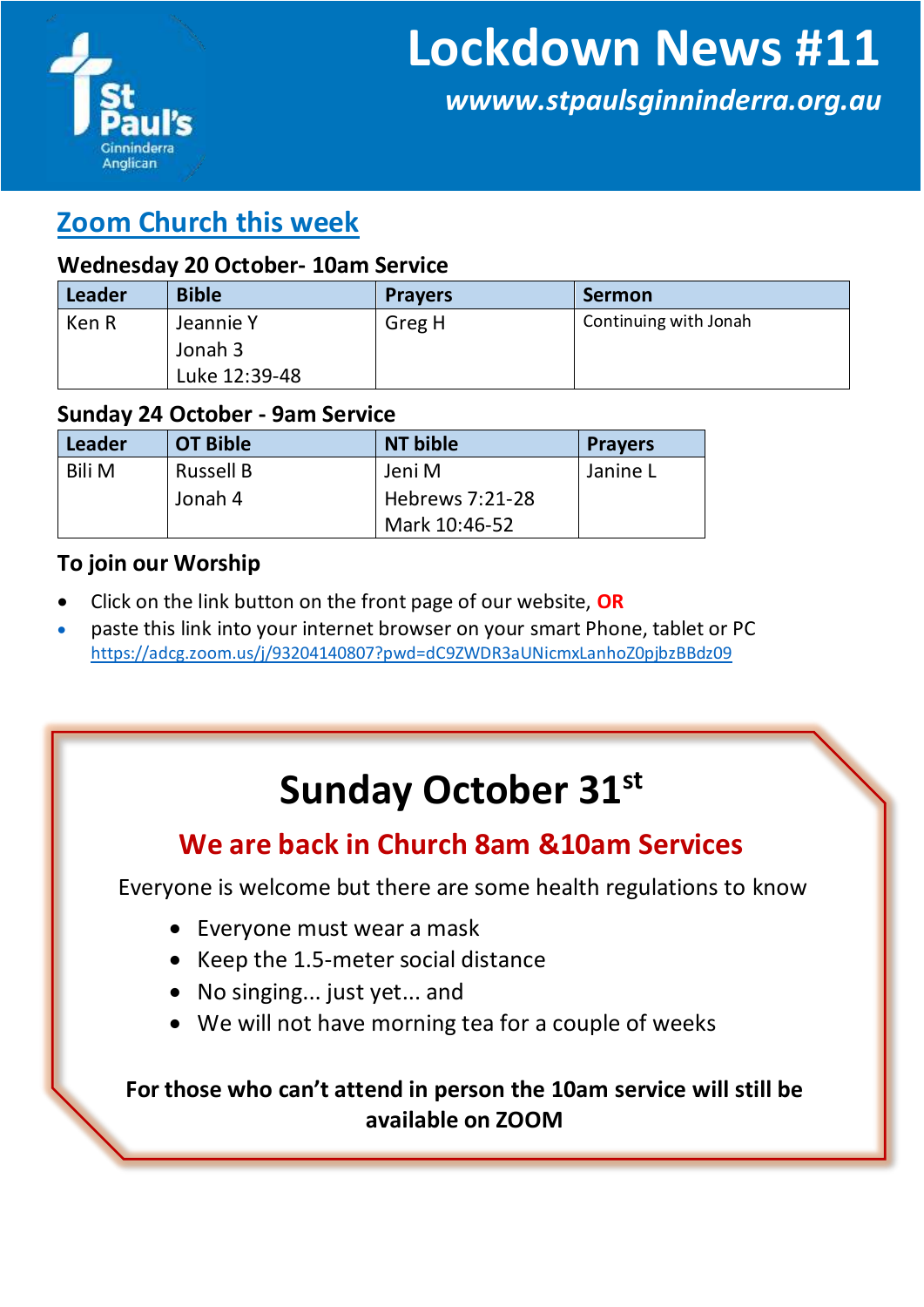# Lockdown News #11

***wwww.stpaulsginninderra.org.au***

St Paul's Ginninderra Anglican

## Zoom Church this week

### Wednesday 20 October- 10am Service

| Leader | Bible | Prayers | Sermon |
|---|---|---|---|
| Ken R | Jeannie Y<br>Jonah 3<br>Luke 12:39-48 | Greg H | Continuing with Jonah |

### Sunday 24 October - 9am Service

| Leader | OT Bible | NT bible | Prayers |
|---|---|---|---|
| Bili M | Russell B<br>Jonah 4 | Jeni M<br>Hebrews 7:21-28<br>Mark 10:46-52 | Janine L |

### To join our Worship

- Click on the link button on the front page of our website, **OR**
- paste this link into your internet browser on your smart Phone, tablet or PC https://adcg.zoom.us/j/93204140807?pwd=dC9ZWDR3aUNicmxLanhoZ0pjbzBBdz09

# Sunday October 31st

## We are back in Church 8am &10am Services

Everyone is welcome but there are some health regulations to know

- Everyone must wear a mask
- Keep the 1.5-meter social distance
- No singing... just yet... and
- We will not have morning tea for a couple of weeks

**For those who can't attend in person the 10am service will still be available on ZOOM**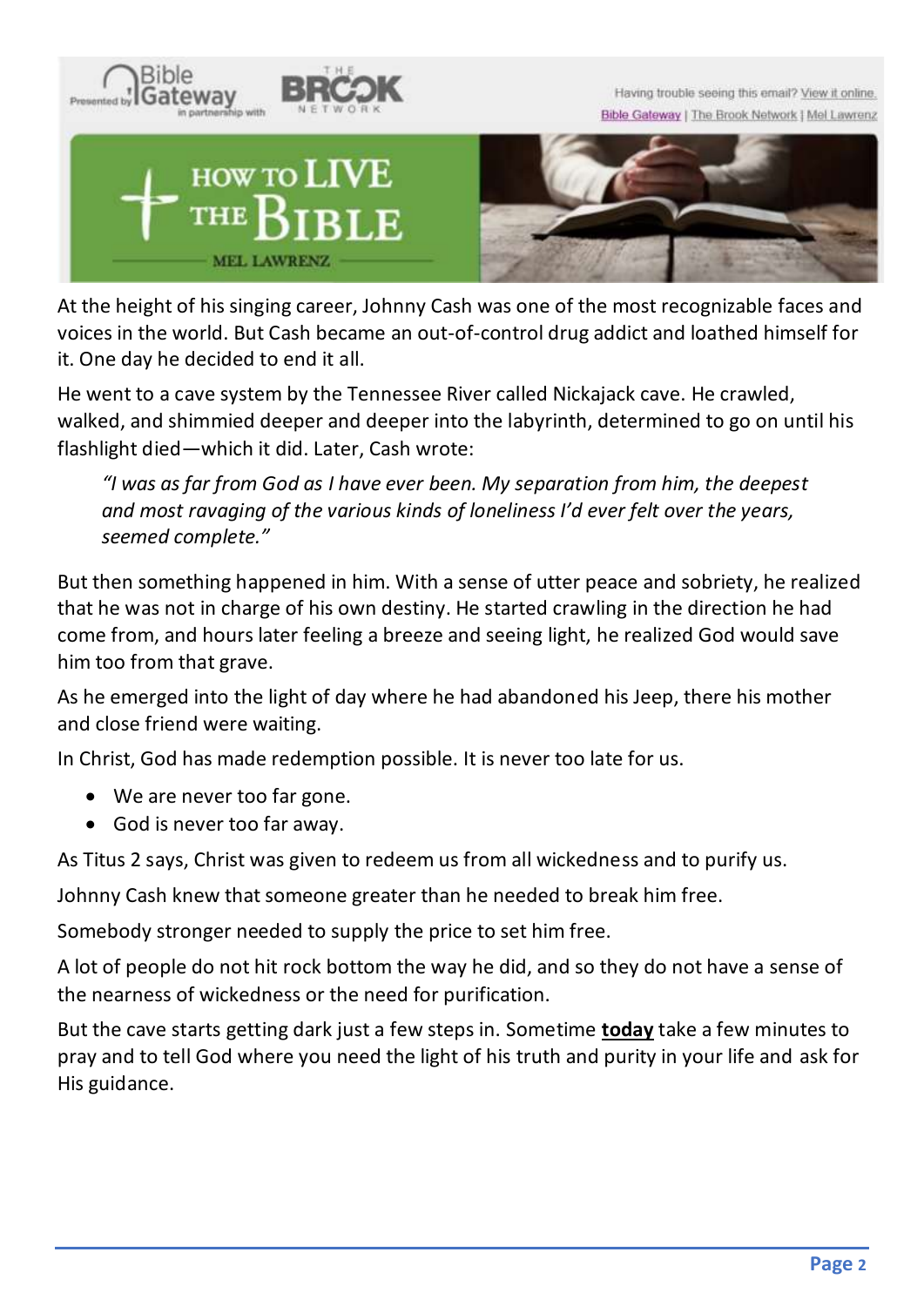Presented by Bible Gateway in partnership with THE BROOK NETWORK

Having trouble seeing this email? View it online.
Bible Gateway | The Brook Network | Mel Lawrenz

# HOW TO LIVE THE BIBLE

MEL LAWRENZ

At the height of his singing career, Johnny Cash was one of the most recognizable faces and voices in the world. But Cash became an out-of-control drug addict and loathed himself for it. One day he decided to end it all.

He went to a cave system by the Tennessee River called Nickajack cave. He crawled, walked, and shimmied deeper and deeper into the labyrinth, determined to go on until his flashlight died—which it did. Later, Cash wrote:

> *"I was as far from God as I have ever been. My separation from him, the deepest and most ravaging of the various kinds of loneliness I'd ever felt over the years, seemed complete."*

But then something happened in him. With a sense of utter peace and sobriety, he realized that he was not in charge of his own destiny. He started crawling in the direction he had come from, and hours later feeling a breeze and seeing light, he realized God would save him too from that grave.

As he emerged into the light of day where he had abandoned his Jeep, there his mother and close friend were waiting.

In Christ, God has made redemption possible. It is never too late for us.

- We are never too far gone.
- God is never too far away.

As Titus 2 says, Christ was given to redeem us from all wickedness and to purify us.

Johnny Cash knew that someone greater than he needed to break him free.

Somebody stronger needed to supply the price to set him free.

A lot of people do not hit rock bottom the way he did, and so they do not have a sense of the nearness of wickedness or the need for purification.

But the cave starts getting dark just a few steps in. Sometime **today** take a few minutes to pray and to tell God where you need the light of his truth and purity in your life and ask for His guidance.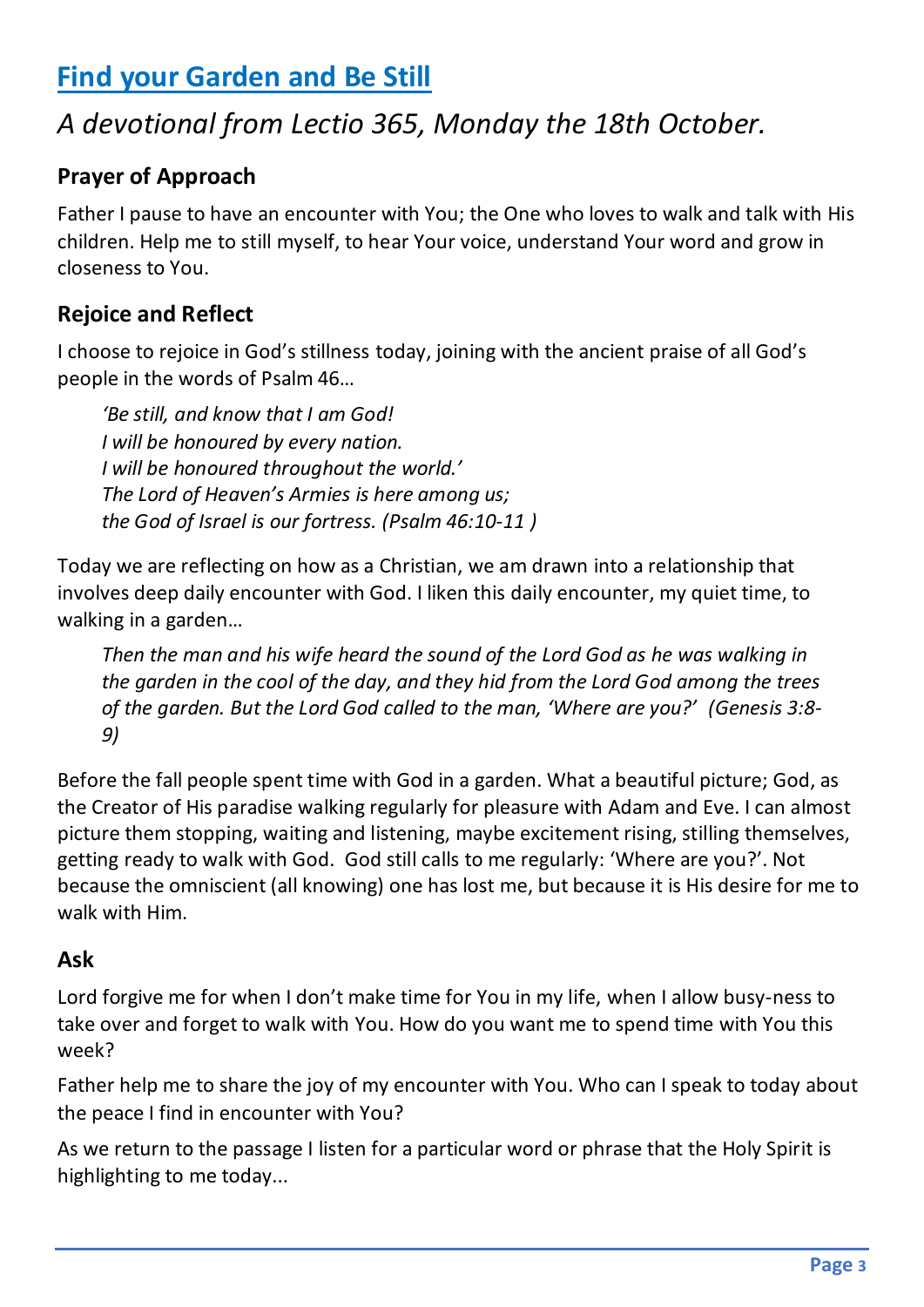## Find your Garden and Be Still

# *A devotional from Lectio 365, Monday the 18th October.*

### Prayer of Approach

Father I pause to have an encounter with You; the One who loves to walk and talk with His children. Help me to still myself, to hear Your voice, understand Your word and grow in closeness to You.

### Rejoice and Reflect

I choose to rejoice in God's stillness today, joining with the ancient praise of all God's people in the words of Psalm 46…

> *'Be still, and know that I am God!*
> *I will be honoured by every nation.*
> *I will be honoured throughout the world.'*
> *The Lord of Heaven's Armies is here among us;*
> *the God of Israel is our fortress. (Psalm 46:10-11 )*

Today we are reflecting on how as a Christian, we am drawn into a relationship that involves deep daily encounter with God. I liken this daily encounter, my quiet time, to walking in a garden…

> *Then the man and his wife heard the sound of the Lord God as he was walking in the garden in the cool of the day, and they hid from the Lord God among the trees of the garden. But the Lord God called to the man, 'Where are you?' (Genesis 3:8-9)*

Before the fall people spent time with God in a garden. What a beautiful picture; God, as the Creator of His paradise walking regularly for pleasure with Adam and Eve. I can almost picture them stopping, waiting and listening, maybe excitement rising, stilling themselves, getting ready to walk with God. God still calls to me regularly: 'Where are you?'. Not because the omniscient (all knowing) one has lost me, but because it is His desire for me to walk with Him.

### Ask

Lord forgive me for when I don't make time for You in my life, when I allow busy-ness to take over and forget to walk with You. How do you want me to spend time with You this week?

Father help me to share the joy of my encounter with You. Who can I speak to today about the peace I find in encounter with You?

As we return to the passage I listen for a particular word or phrase that the Holy Spirit is highlighting to me today...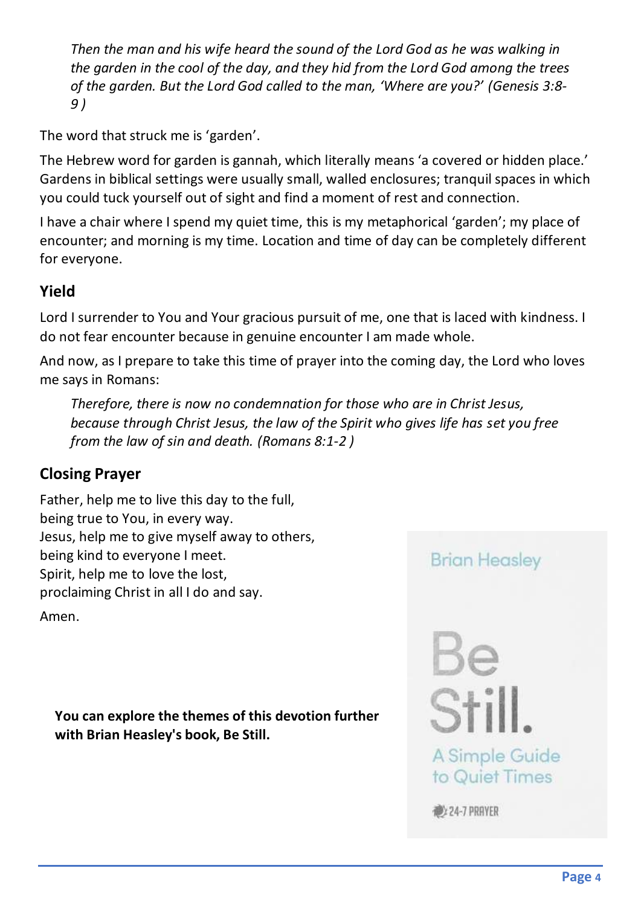*Then the man and his wife heard the sound of the Lord God as he was walking in the garden in the cool of the day, and they hid from the Lord God among the trees of the garden. But the Lord God called to the man, 'Where are you?' (Genesis 3:8-9 )*

The word that struck me is 'garden'.

The Hebrew word for garden is gannah, which literally means 'a covered or hidden place.' Gardens in biblical settings were usually small, walled enclosures; tranquil spaces in which you could tuck yourself out of sight and find a moment of rest and connection.

I have a chair where I spend my quiet time, this is my metaphorical 'garden'; my place of encounter; and morning is my time. Location and time of day can be completely different for everyone.

## Yield

Lord I surrender to You and Your gracious pursuit of me, one that is laced with kindness. I do not fear encounter because in genuine encounter I am made whole.

And now, as I prepare to take this time of prayer into the coming day, the Lord who loves me says in Romans:

*Therefore, there is now no condemnation for those who are in Christ Jesus, because through Christ Jesus, the law of the Spirit who gives life has set you free from the law of sin and death. (Romans 8:1-2 )*

## Closing Prayer

Father, help me to live this day to the full,
being true to You, in every way.
Jesus, help me to give myself away to others,
being kind to everyone I meet.
Spirit, help me to love the lost,
proclaiming Christ in all I do and say.

Amen.

**You can explore the themes of this devotion further with Brian Heasley's book, Be Still.**

Brian Heasley

Be Still.

A Simple Guide to Quiet Times

24-7 PRAYER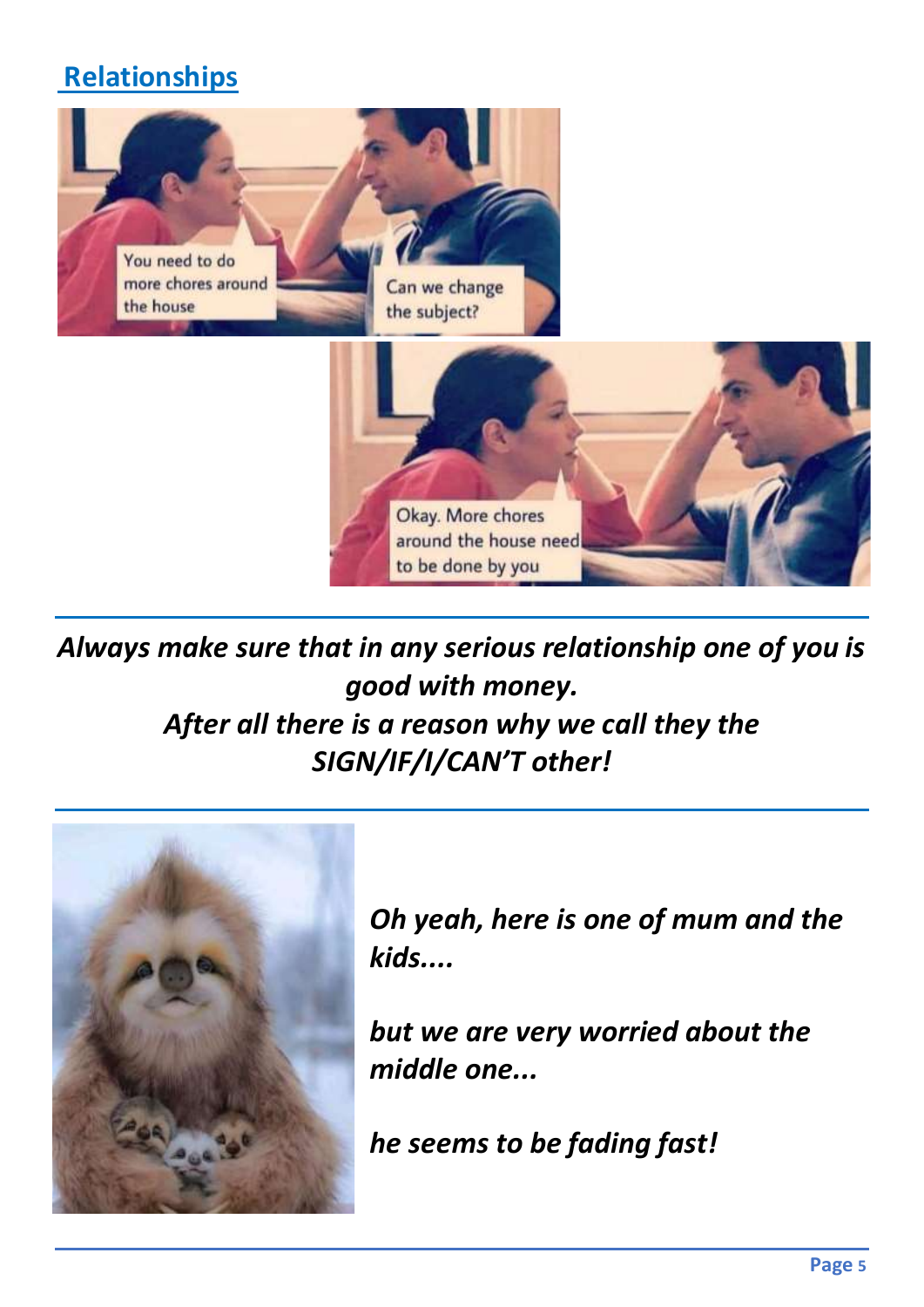## Relationships

You need to do more chores around the house

Can we change the subject?

Okay. More chores around the house need to be done by you

---

***Always make sure that in any serious relationship one of you is good with money.***
***After all there is a reason why we call they the SIGN/IF/I/CAN'T other!***

---

***Oh yeah, here is one of mum and the kids....***

***but we are very worried about the middle one...***

***he seems to be fading fast!***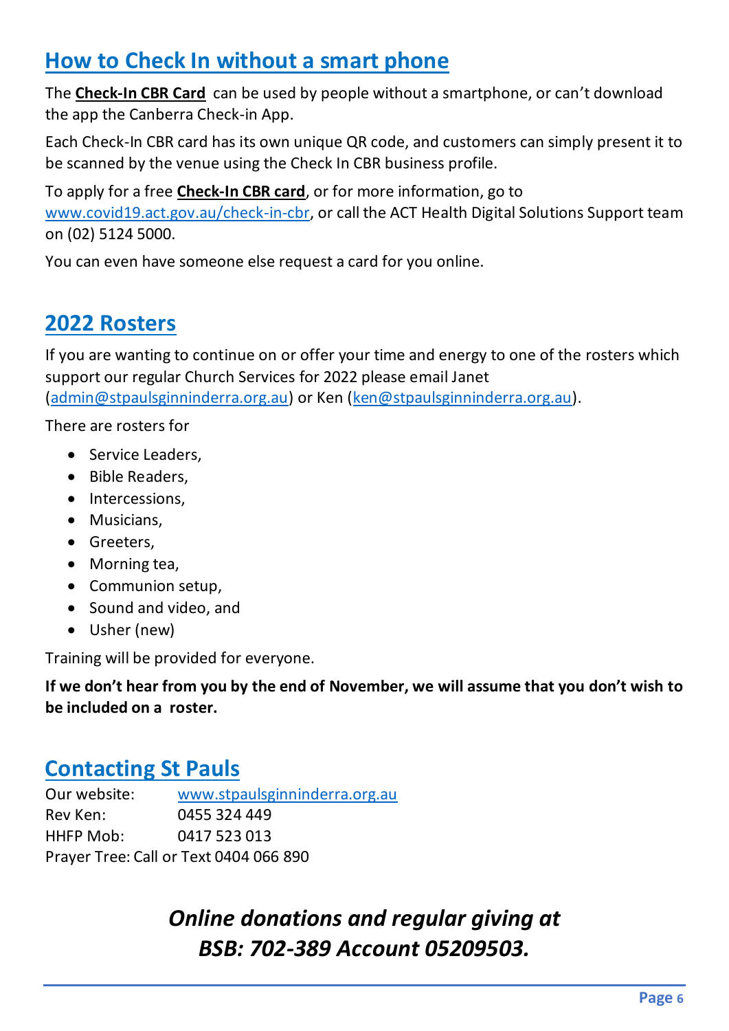## How to Check In without a smart phone

The **Check-In CBR Card** can be used by people without a smartphone, or can't download the app the Canberra Check-in App.

Each Check-In CBR card has its own unique QR code, and customers can simply present it to be scanned by the venue using the Check In CBR business profile.

To apply for a free **Check-In CBR card**, or for more information, go to www.covid19.act.gov.au/check-in-cbr, or call the ACT Health Digital Solutions Support team on (02) 5124 5000.

You can even have someone else request a card for you online.

## 2022 Rosters

If you are wanting to continue on or offer your time and energy to one of the rosters which support our regular Church Services for 2022 please email Janet (admin@stpaulsginninderra.org.au) or Ken (ken@stpaulsginninderra.org.au).

There are rosters for

- Service Leaders,
- Bible Readers,
- Intercessions,
- Musicians,
- Greeters,
- Morning tea,
- Communion setup,
- Sound and video, and
- Usher (new)

Training will be provided for everyone.

**If we don't hear from you by the end of November, we will assume that you don't wish to be included on a roster.**

## Contacting St Pauls

Our website: www.stpaulsginninderra.org.au
Rev Ken: 0455 324 449
HHFP Mob: 0417 523 013
Prayer Tree: Call or Text 0404 066 890

***Online donations and regular giving at BSB: 702-389 Account 05209503.***